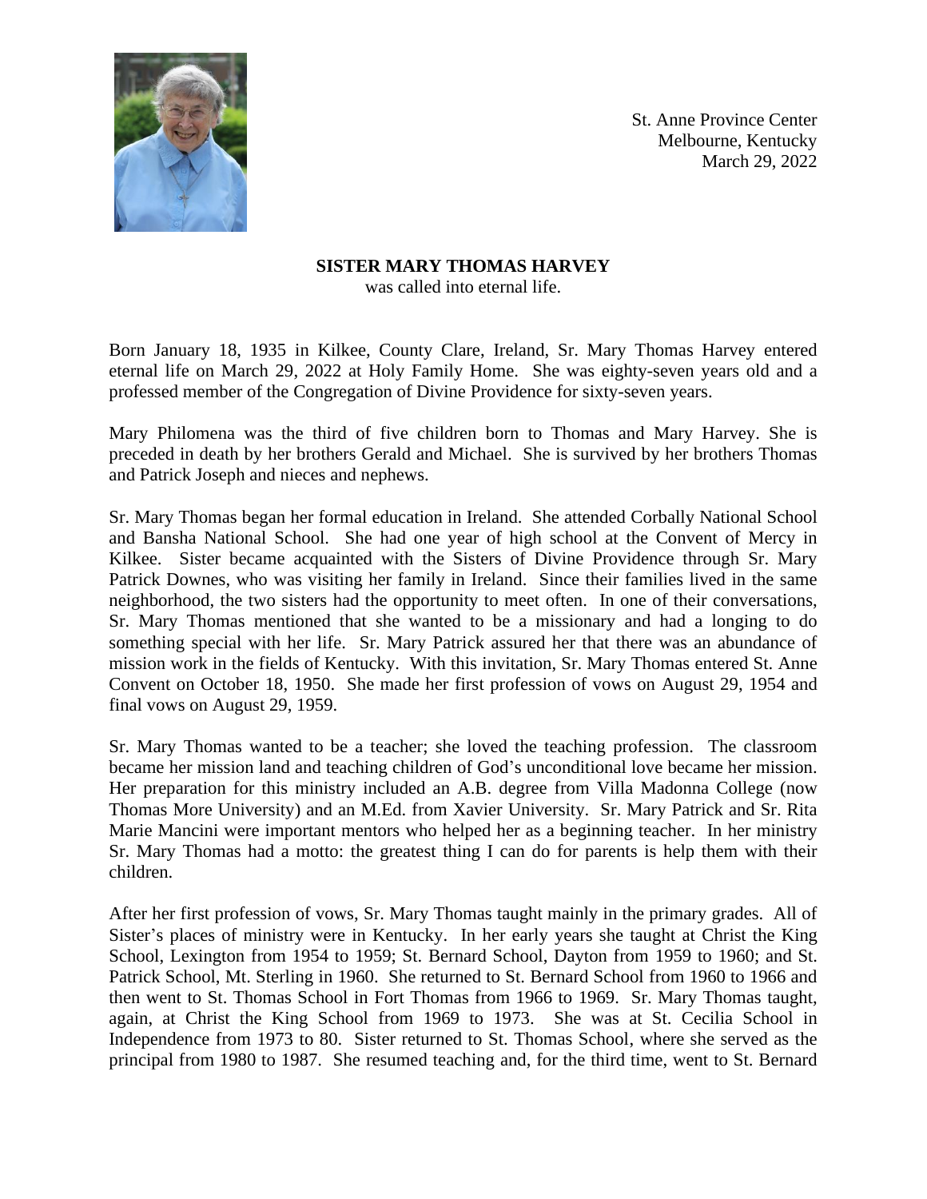St. Anne Province Center
Melbourne, Kentucky
March 29, 2022

**SISTER MARY THOMAS HARVEY**
was called into eternal life.

Born January 18, 1935 in Kilkee, County Clare, Ireland, Sr. Mary Thomas Harvey entered eternal life on March 29, 2022 at Holy Family Home. She was eighty-seven years old and a professed member of the Congregation of Divine Providence for sixty-seven years.

Mary Philomena was the third of five children born to Thomas and Mary Harvey. She is preceded in death by her brothers Gerald and Michael. She is survived by her brothers Thomas and Patrick Joseph and nieces and nephews.

Sr. Mary Thomas began her formal education in Ireland. She attended Corbally National School and Bansha National School. She had one year of high school at the Convent of Mercy in Kilkee. Sister became acquainted with the Sisters of Divine Providence through Sr. Mary Patrick Downes, who was visiting her family in Ireland. Since their families lived in the same neighborhood, the two sisters had the opportunity to meet often. In one of their conversations, Sr. Mary Thomas mentioned that she wanted to be a missionary and had a longing to do something special with her life. Sr. Mary Patrick assured her that there was an abundance of mission work in the fields of Kentucky. With this invitation, Sr. Mary Thomas entered St. Anne Convent on October 18, 1950. She made her first profession of vows on August 29, 1954 and final vows on August 29, 1959.

Sr. Mary Thomas wanted to be a teacher; she loved the teaching profession. The classroom became her mission land and teaching children of God's unconditional love became her mission. Her preparation for this ministry included an A.B. degree from Villa Madonna College (now Thomas More University) and an M.Ed. from Xavier University. Sr. Mary Patrick and Sr. Rita Marie Mancini were important mentors who helped her as a beginning teacher. In her ministry Sr. Mary Thomas had a motto: the greatest thing I can do for parents is help them with their children.

After her first profession of vows, Sr. Mary Thomas taught mainly in the primary grades. All of Sister's places of ministry were in Kentucky. In her early years she taught at Christ the King School, Lexington from 1954 to 1959; St. Bernard School, Dayton from 1959 to 1960; and St. Patrick School, Mt. Sterling in 1960. She returned to St. Bernard School from 1960 to 1966 and then went to St. Thomas School in Fort Thomas from 1966 to 1969. Sr. Mary Thomas taught, again, at Christ the King School from 1969 to 1973. She was at St. Cecilia School in Independence from 1973 to 80. Sister returned to St. Thomas School, where she served as the principal from 1980 to 1987. She resumed teaching and, for the third time, went to St. Bernard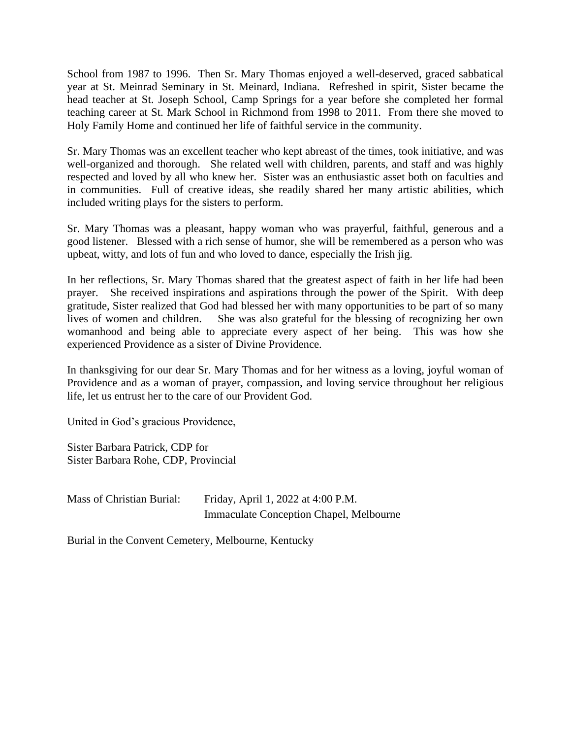School from 1987 to 1996. Then Sr. Mary Thomas enjoyed a well-deserved, graced sabbatical year at St. Meinrad Seminary in St. Meinard, Indiana. Refreshed in spirit, Sister became the head teacher at St. Joseph School, Camp Springs for a year before she completed her formal teaching career at St. Mark School in Richmond from 1998 to 2011. From there she moved to Holy Family Home and continued her life of faithful service in the community.

Sr. Mary Thomas was an excellent teacher who kept abreast of the times, took initiative, and was well-organized and thorough. She related well with children, parents, and staff and was highly respected and loved by all who knew her. Sister was an enthusiastic asset both on faculties and in communities. Full of creative ideas, she readily shared her many artistic abilities, which included writing plays for the sisters to perform.

Sr. Mary Thomas was a pleasant, happy woman who was prayerful, faithful, generous and a good listener. Blessed with a rich sense of humor, she will be remembered as a person who was upbeat, witty, and lots of fun and who loved to dance, especially the Irish jig.

In her reflections, Sr. Mary Thomas shared that the greatest aspect of faith in her life had been prayer. She received inspirations and aspirations through the power of the Spirit. With deep gratitude, Sister realized that God had blessed her with many opportunities to be part of so many lives of women and children. She was also grateful for the blessing of recognizing her own womanhood and being able to appreciate every aspect of her being. This was how she experienced Providence as a sister of Divine Providence.

In thanksgiving for our dear Sr. Mary Thomas and for her witness as a loving, joyful woman of Providence and as a woman of prayer, compassion, and loving service throughout her religious life, let us entrust her to the care of our Provident God.

United in God's gracious Providence,

Sister Barbara Patrick, CDP for
Sister Barbara Rohe, CDP, Provincial

Mass of Christian Burial: Friday, April 1, 2022 at 4:00 P.M.
Immaculate Conception Chapel, Melbourne

Burial in the Convent Cemetery, Melbourne, Kentucky